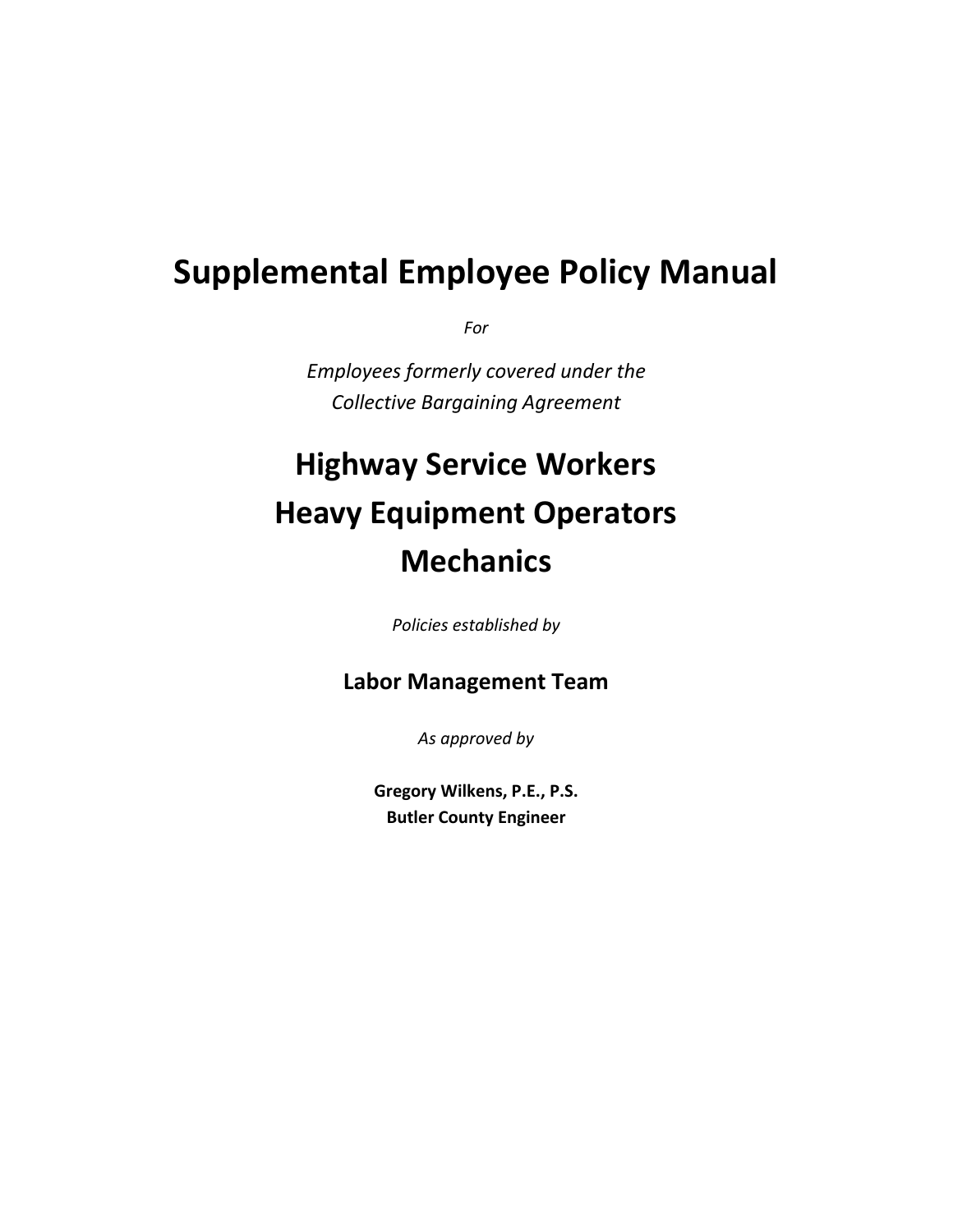# Supplemental Employee Policy Manual

*For*

*Employees formerly covered under the Collective Bargaining Agreement*

# Highway Service Workers
# Heavy Equipment Operators
# Mechanics

*Policies established by*

## Labor Management Team

*As approved by*

**Gregory Wilkens, P.E., P.S.**
**Butler County Engineer**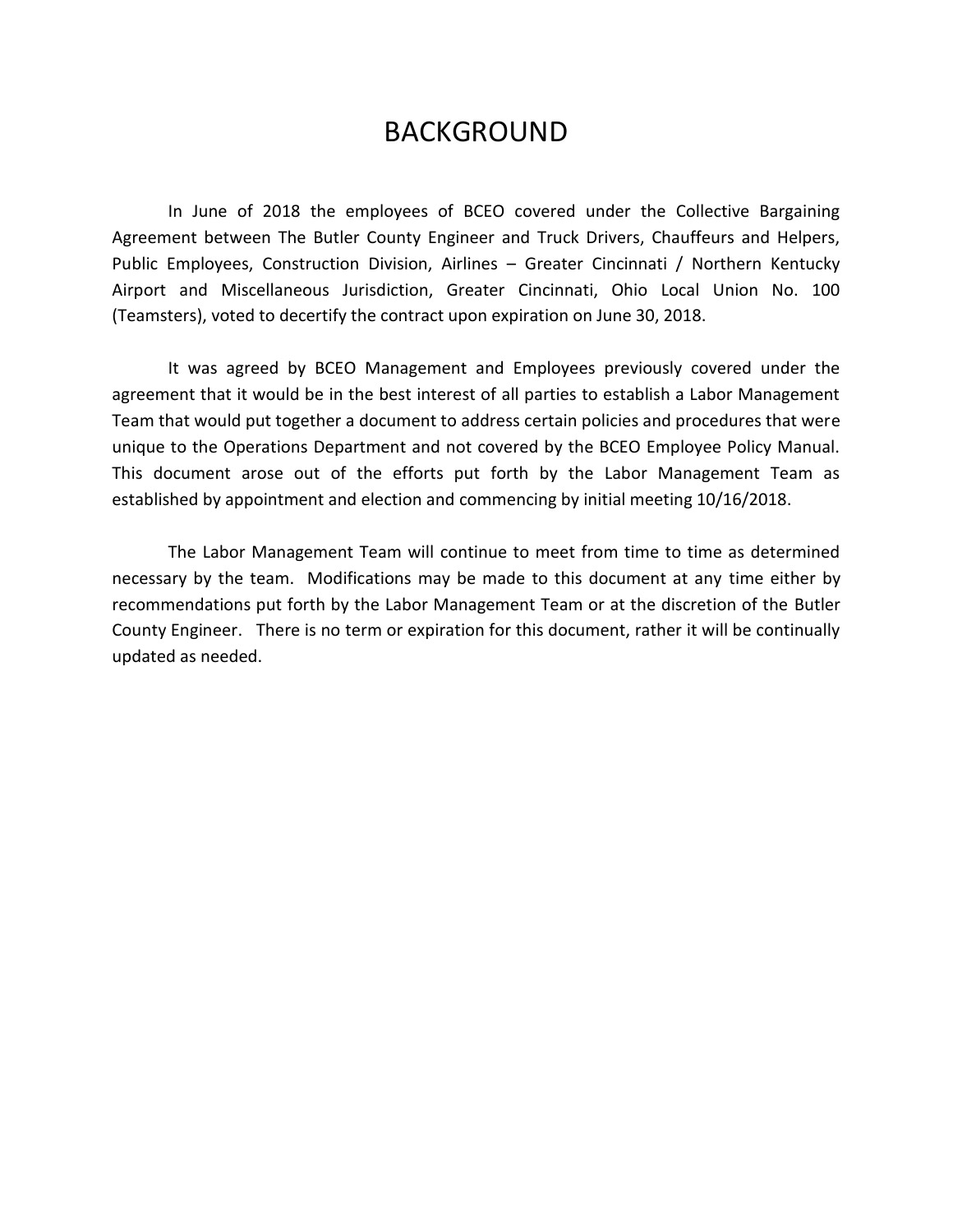# BACKGROUND

In June of 2018 the employees of BCEO covered under the Collective Bargaining Agreement between The Butler County Engineer and Truck Drivers, Chauffeurs and Helpers, Public Employees, Construction Division, Airlines – Greater Cincinnati / Northern Kentucky Airport and Miscellaneous Jurisdiction, Greater Cincinnati, Ohio Local Union No. 100 (Teamsters), voted to decertify the contract upon expiration on June 30, 2018.

It was agreed by BCEO Management and Employees previously covered under the agreement that it would be in the best interest of all parties to establish a Labor Management Team that would put together a document to address certain policies and procedures that were unique to the Operations Department and not covered by the BCEO Employee Policy Manual. This document arose out of the efforts put forth by the Labor Management Team as established by appointment and election and commencing by initial meeting 10/16/2018.

The Labor Management Team will continue to meet from time to time as determined necessary by the team. Modifications may be made to this document at any time either by recommendations put forth by the Labor Management Team or at the discretion of the Butler County Engineer. There is no term or expiration for this document, rather it will be continually updated as needed.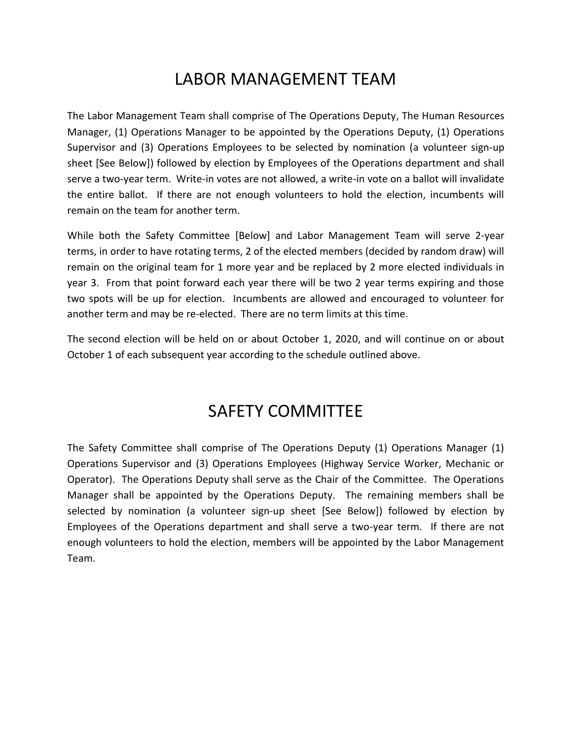# LABOR MANAGEMENT TEAM

The Labor Management Team shall comprise of The Operations Deputy, The Human Resources Manager, (1) Operations Manager to be appointed by the Operations Deputy, (1) Operations Supervisor and (3) Operations Employees to be selected by nomination (a volunteer sign-up sheet [See Below]) followed by election by Employees of the Operations department and shall serve a two-year term. Write-in votes are not allowed, a write-in vote on a ballot will invalidate the entire ballot. If there are not enough volunteers to hold the election, incumbents will remain on the team for another term.

While both the Safety Committee [Below] and Labor Management Team will serve 2-year terms, in order to have rotating terms, 2 of the elected members (decided by random draw) will remain on the original team for 1 more year and be replaced by 2 more elected individuals in year 3. From that point forward each year there will be two 2 year terms expiring and those two spots will be up for election. Incumbents are allowed and encouraged to volunteer for another term and may be re-elected. There are no term limits at this time.

The second election will be held on or about October 1, 2020, and will continue on or about October 1 of each subsequent year according to the schedule outlined above.

# SAFETY COMMITTEE

The Safety Committee shall comprise of The Operations Deputy (1) Operations Manager (1) Operations Supervisor and (3) Operations Employees (Highway Service Worker, Mechanic or Operator). The Operations Deputy shall serve as the Chair of the Committee. The Operations Manager shall be appointed by the Operations Deputy. The remaining members shall be selected by nomination (a volunteer sign-up sheet [See Below]) followed by election by Employees of the Operations department and shall serve a two-year term. If there are not enough volunteers to hold the election, members will be appointed by the Labor Management Team.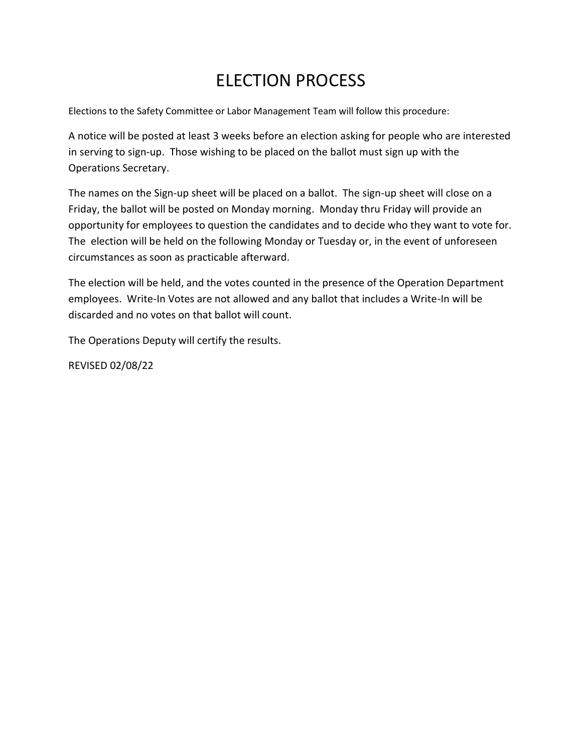# ELECTION PROCESS

Elections to the Safety Committee or Labor Management Team will follow this procedure:

A notice will be posted at least 3 weeks before an election asking for people who are interested in serving to sign-up. Those wishing to be placed on the ballot must sign up with the Operations Secretary.

The names on the Sign-up sheet will be placed on a ballot. The sign-up sheet will close on a Friday, the ballot will be posted on Monday morning. Monday thru Friday will provide an opportunity for employees to question the candidates and to decide who they want to vote for. The election will be held on the following Monday or Tuesday or, in the event of unforeseen circumstances as soon as practicable afterward.

The election will be held, and the votes counted in the presence of the Operation Department employees. Write-In Votes are not allowed and any ballot that includes a Write-In will be discarded and no votes on that ballot will count.

The Operations Deputy will certify the results.

REVISED 02/08/22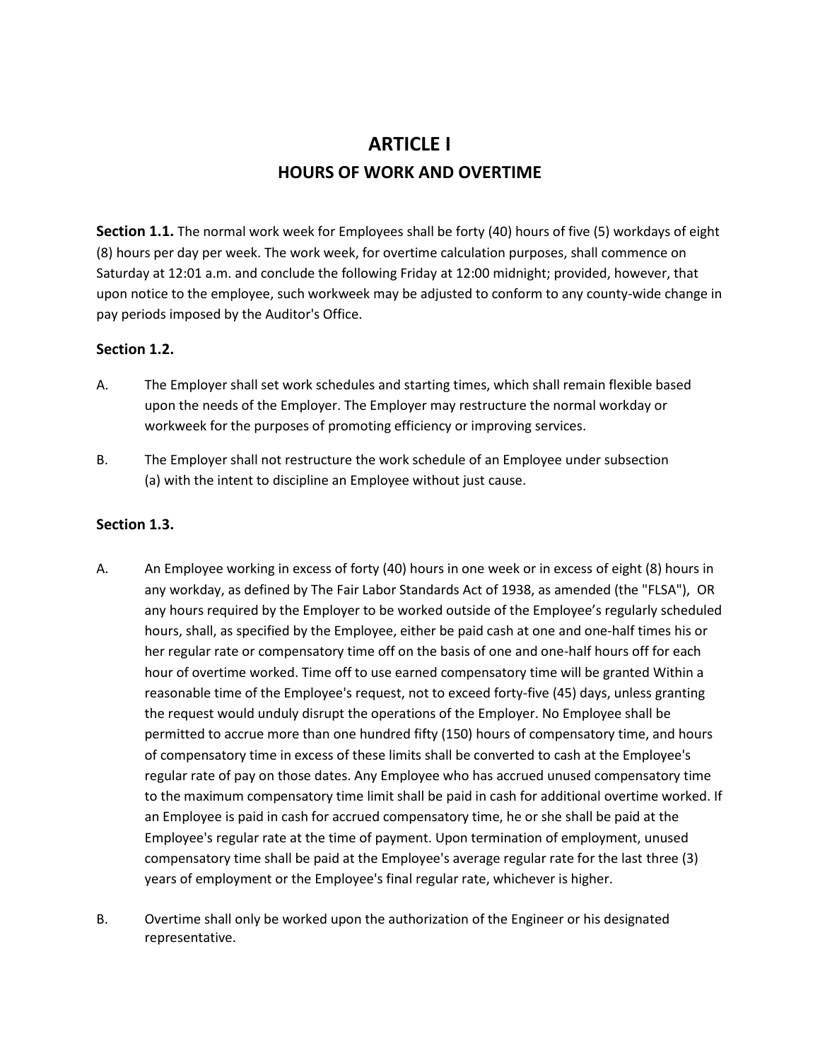# ARTICLE I

## HOURS OF WORK AND OVERTIME

**Section 1.1.** The normal work week for Employees shall be forty (40) hours of five (5) workdays of eight (8) hours per day per week. The work week, for overtime calculation purposes, shall commence on Saturday at 12:01 a.m. and conclude the following Friday at 12:00 midnight; provided, however, that upon notice to the employee, such workweek may be adjusted to conform to any county-wide change in pay periods imposed by the Auditor's Office.

### Section 1.2.

A. The Employer shall set work schedules and starting times, which shall remain flexible based upon the needs of the Employer. The Employer may restructure the normal workday or workweek for the purposes of promoting efficiency or improving services.

B. The Employer shall not restructure the work schedule of an Employee under subsection (a) with the intent to discipline an Employee without just cause.

### Section 1.3.

A. An Employee working in excess of forty (40) hours in one week or in excess of eight (8) hours in any workday, as defined by The Fair Labor Standards Act of 1938, as amended (the "FLSA"), OR any hours required by the Employer to be worked outside of the Employee's regularly scheduled hours, shall, as specified by the Employee, either be paid cash at one and one-half times his or her regular rate or compensatory time off on the basis of one and one-half hours off for each hour of overtime worked. Time off to use earned compensatory time will be granted Within a reasonable time of the Employee's request, not to exceed forty-five (45) days, unless granting the request would unduly disrupt the operations of the Employer. No Employee shall be permitted to accrue more than one hundred fifty (150) hours of compensatory time, and hours of compensatory time in excess of these limits shall be converted to cash at the Employee's regular rate of pay on those dates. Any Employee who has accrued unused compensatory time to the maximum compensatory time limit shall be paid in cash for additional overtime worked. If an Employee is paid in cash for accrued compensatory time, he or she shall be paid at the Employee's regular rate at the time of payment. Upon termination of employment, unused compensatory time shall be paid at the Employee's average regular rate for the last three (3) years of employment or the Employee's final regular rate, whichever is higher.

B. Overtime shall only be worked upon the authorization of the Engineer or his designated representative.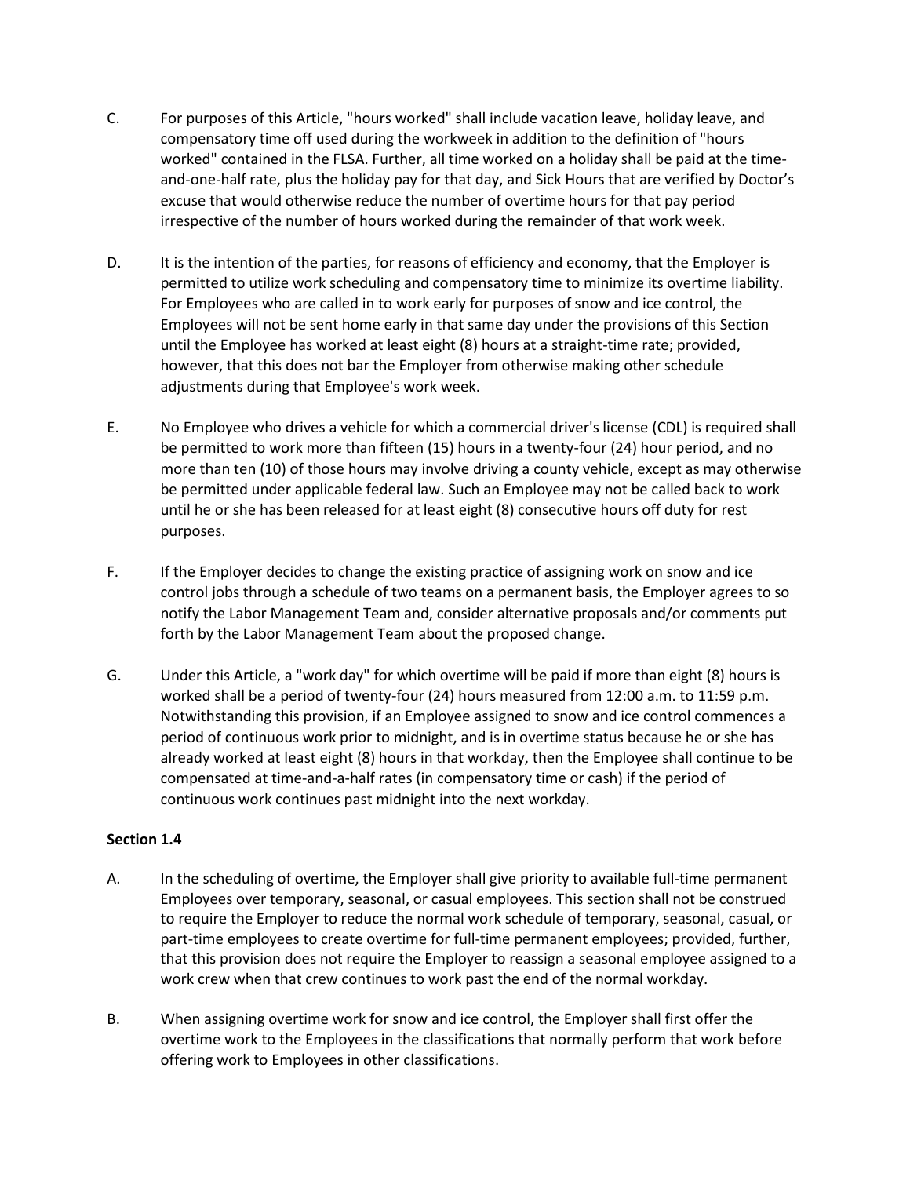C. For purposes of this Article, "hours worked" shall include vacation leave, holiday leave, and compensatory time off used during the workweek in addition to the definition of "hours worked" contained in the FLSA. Further, all time worked on a holiday shall be paid at the time-and-one-half rate, plus the holiday pay for that day, and Sick Hours that are verified by Doctor's excuse that would otherwise reduce the number of overtime hours for that pay period irrespective of the number of hours worked during the remainder of that work week.

D. It is the intention of the parties, for reasons of efficiency and economy, that the Employer is permitted to utilize work scheduling and compensatory time to minimize its overtime liability. For Employees who are called in to work early for purposes of snow and ice control, the Employees will not be sent home early in that same day under the provisions of this Section until the Employee has worked at least eight (8) hours at a straight-time rate; provided, however, that this does not bar the Employer from otherwise making other schedule adjustments during that Employee's work week.

E. No Employee who drives a vehicle for which a commercial driver's license (CDL) is required shall be permitted to work more than fifteen (15) hours in a twenty-four (24) hour period, and no more than ten (10) of those hours may involve driving a county vehicle, except as may otherwise be permitted under applicable federal law. Such an Employee may not be called back to work until he or she has been released for at least eight (8) consecutive hours off duty for rest purposes.

F. If the Employer decides to change the existing practice of assigning work on snow and ice control jobs through a schedule of two teams on a permanent basis, the Employer agrees to so notify the Labor Management Team and, consider alternative proposals and/or comments put forth by the Labor Management Team about the proposed change.

G. Under this Article, a "work day" for which overtime will be paid if more than eight (8) hours is worked shall be a period of twenty-four (24) hours measured from 12:00 a.m. to 11:59 p.m. Notwithstanding this provision, if an Employee assigned to snow and ice control commences a period of continuous work prior to midnight, and is in overtime status because he or she has already worked at least eight (8) hours in that workday, then the Employee shall continue to be compensated at time-and-a-half rates (in compensatory time or cash) if the period of continuous work continues past midnight into the next workday.

**Section 1.4**

A. In the scheduling of overtime, the Employer shall give priority to available full-time permanent Employees over temporary, seasonal, or casual employees. This section shall not be construed to require the Employer to reduce the normal work schedule of temporary, seasonal, casual, or part-time employees to create overtime for full-time permanent employees; provided, further, that this provision does not require the Employer to reassign a seasonal employee assigned to a work crew when that crew continues to work past the end of the normal workday.

B. When assigning overtime work for snow and ice control, the Employer shall first offer the overtime work to the Employees in the classifications that normally perform that work before offering work to Employees in other classifications.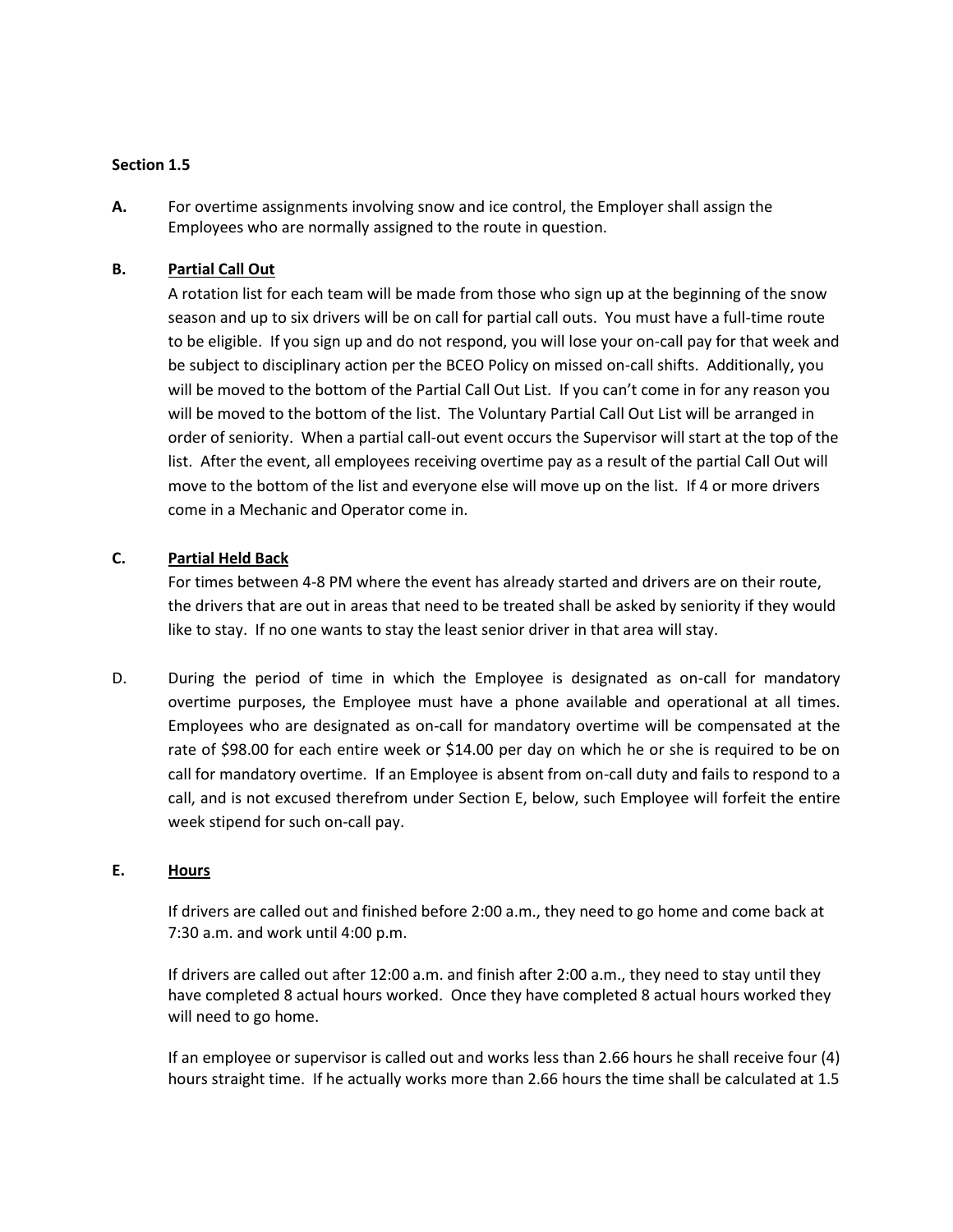**Section 1.5**

**A.** For overtime assignments involving snow and ice control, the Employer shall assign the Employees who are normally assigned to the route in question.

**B. <u>Partial Call Out</u>**

A rotation list for each team will be made from those who sign up at the beginning of the snow season and up to six drivers will be on call for partial call outs. You must have a full-time route to be eligible. If you sign up and do not respond, you will lose your on-call pay for that week and be subject to disciplinary action per the BCEO Policy on missed on-call shifts. Additionally, you will be moved to the bottom of the Partial Call Out List. If you can't come in for any reason you will be moved to the bottom of the list. The Voluntary Partial Call Out List will be arranged in order of seniority. When a partial call-out event occurs the Supervisor will start at the top of the list. After the event, all employees receiving overtime pay as a result of the partial Call Out will move to the bottom of the list and everyone else will move up on the list. If 4 or more drivers come in a Mechanic and Operator come in.

**C. <u>Partial Held Back</u>**

For times between 4-8 PM where the event has already started and drivers are on their route, the drivers that are out in areas that need to be treated shall be asked by seniority if they would like to stay. If no one wants to stay the least senior driver in that area will stay.

D. During the period of time in which the Employee is designated as on-call for mandatory overtime purposes, the Employee must have a phone available and operational at all times. Employees who are designated as on-call for mandatory overtime will be compensated at the rate of $98.00 for each entire week or $14.00 per day on which he or she is required to be on call for mandatory overtime. If an Employee is absent from on-call duty and fails to respond to a call, and is not excused therefrom under Section E, below, such Employee will forfeit the entire week stipend for such on-call pay.

**E. <u>Hours</u>**

If drivers are called out and finished before 2:00 a.m., they need to go home and come back at 7:30 a.m. and work until 4:00 p.m.

If drivers are called out after 12:00 a.m. and finish after 2:00 a.m., they need to stay until they have completed 8 actual hours worked. Once they have completed 8 actual hours worked they will need to go home.

If an employee or supervisor is called out and works less than 2.66 hours he shall receive four (4) hours straight time. If he actually works more than 2.66 hours the time shall be calculated at 1.5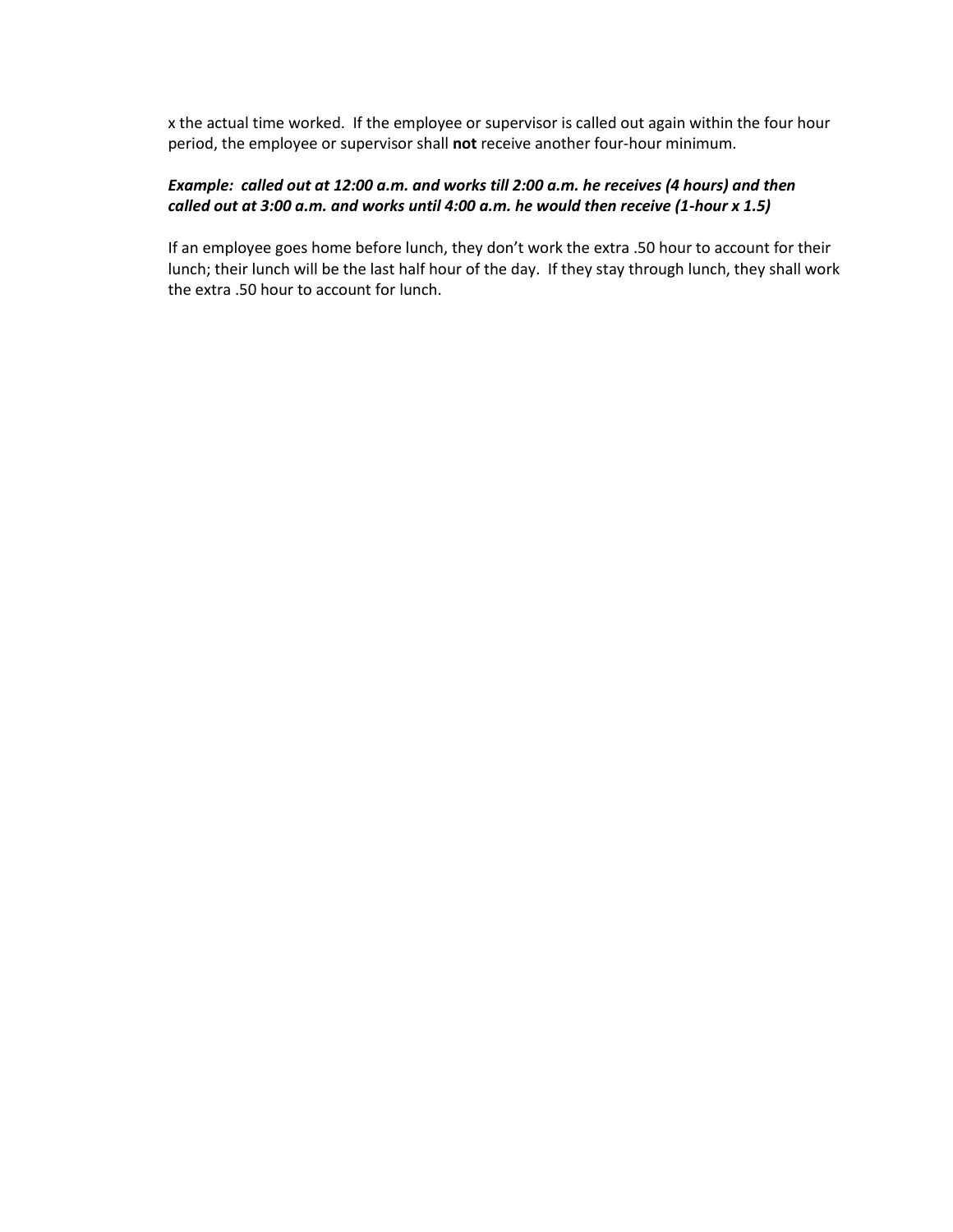x the actual time worked. If the employee or supervisor is called out again within the four hour period, the employee or supervisor shall **not** receive another four-hour minimum.

***Example: called out at 12:00 a.m. and works till 2:00 a.m. he receives (4 hours) and then called out at 3:00 a.m. and works until 4:00 a.m. he would then receive (1-hour x 1.5)***

If an employee goes home before lunch, they don't work the extra .50 hour to account for their lunch; their lunch will be the last half hour of the day. If they stay through lunch, they shall work the extra .50 hour to account for lunch.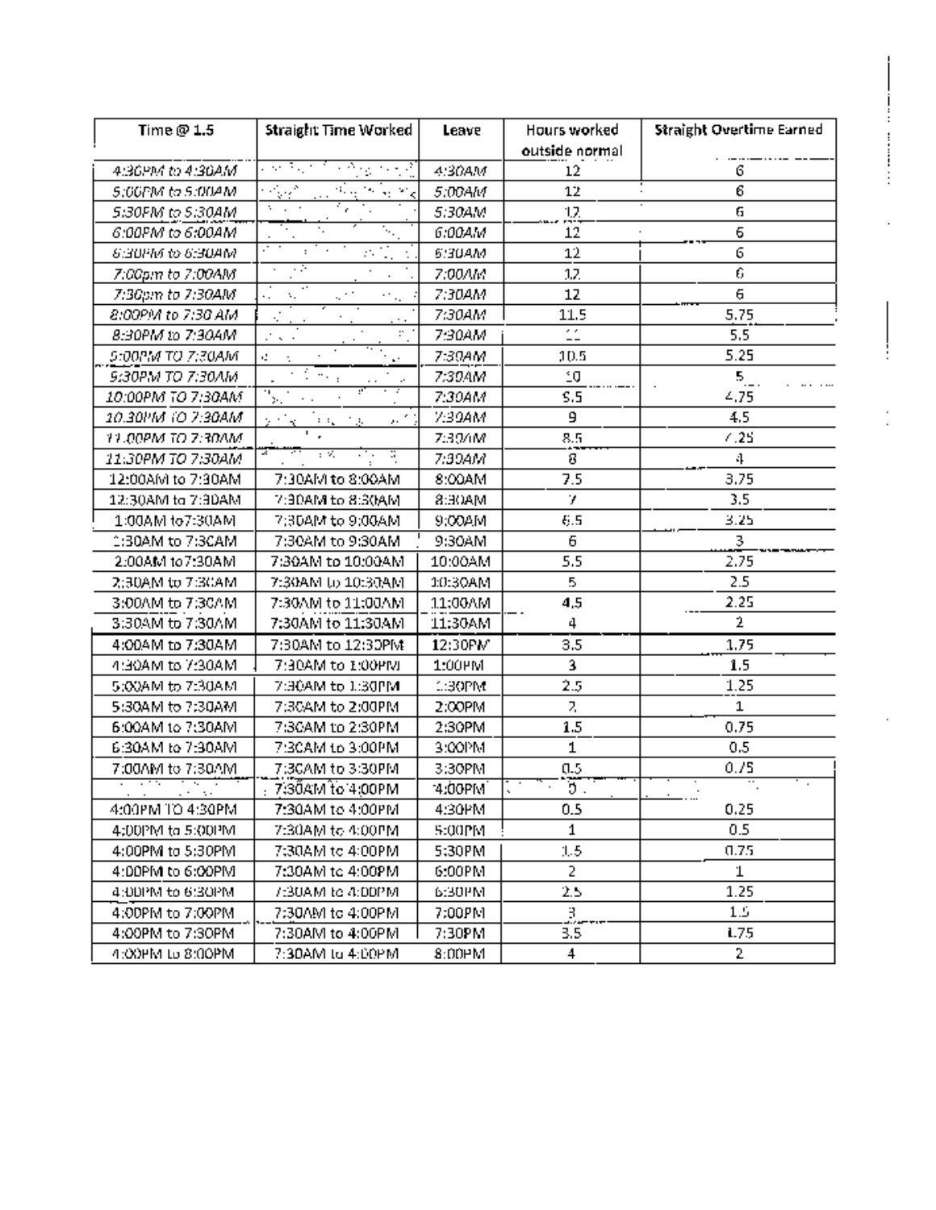| Time @ 1.5 | Straight Time Worked | Leave | Hours worked outside normal | Straight Overtime Earned |
|---|---|---|---|---|
| *4:30PM to 4:30AM* | | *4:30AM* | 12 | 6 |
| *5:00PM to 5:00AM* | | *5:00AM* | 12 | 6 |
| *5:30PM to 5:30AM* | | *5:30AM* | 12 | 6 |
| *6:00PM to 6:00AM* | | *6:00AM* | 12 | 6 |
| *6:30PM to 6:30AM* | | *6:30AM* | 12 | 6 |
| *7:00pm to 7:00AM* | | *7:00AM* | 12 | 6 |
| *7:30pm to 7:30AM* | | *7:30AM* | 12 | 6 |
| *8:00PM to 7:30 AM* | | *7:30AM* | 11.5 | 5.75 |
| *8:30PM to 7:30AM* | | *7:30AM* | 11 | 5.5 |
| *9:00PM TO 7:30AM* | | *7:30AM* | 10.5 | 5.25 |
| *9:30PM TO 7:30AM* | | *7:30AM* | 10 | 5 |
| *10:00PM TO 7:30AM* | | *7:30AM* | 9.5 | 4.75 |
| *10:30PM TO 7:30AM* | | *7:30AM* | 9 | 4.5 |
| *11:00PM TO 7:30AM* | | *7:30AM* | 8.5 | 4.25 |
| *11:30PM TO 7:30AM* | | *7:30AM* | 8 | 4 |
| 12:00AM to 7:30AM | 7:30AM to 8:00AM | 8:00AM | 7.5 | 3.75 |
| 12:30AM to 7:30AM | 7:30AM to 8:30AM | 8:30AM | 7 | 3.5 |
| 1:00AM to7:30AM | 7:30AM to 9:00AM | 9:00AM | 6.5 | 3.25 |
| 1:30AM to 7:30AM | 7:30AM to 9:30AM | 9:30AM | 6 | 3 |
| 2:00AM to7:30AM | 7:30AM to 10:00AM | 10:00AM | 5.5 | 2.75 |
| 2:30AM to 7:30AM | 7:30AM to 10:30AM | 10:30AM | 5 | 2.5 |
| 3:00AM to 7:30AM | 7:30AM to 11:00AM | 11:00AM | 4.5 | 2.25 |
| 3:30AM to 7:30AM | 7:30AM to 11:30AM | 11:30AM | 4 | 2 |
| 4:00AM to 7:30AM | 7:30AM to 12:30PM | 12:30PM | 3.5 | 1.75 |
| 4:30AM to 7:30AM | 7:30AM to 1:00PM | 1:00PM | 3 | 1.5 |
| 5:00AM to 7:30AM | 7:30AM to 1:30PM | 1:30PM | 2.5 | 1.25 |
| 5:30AM to 7:30AM | 7:30AM to 2:00PM | 2:00PM | 2 | 1 |
| 6:00AM to 7:30AM | 7:30AM to 2:30PM | 2:30PM | 1.5 | 0.75 |
| 6:30AM to 7:30AM | 7:30AM to 3:00PM | 3:00PM | 1 | 0.5 |
| 7:00AM to 7:30AM | 7:30AM to 3:30PM | 3:30PM | 0.5 | 0.25 |
| | 7:30AM to 4:00PM | 4:00PM | 0 | |
| 4:00PM TO 4:30PM | 7:30AM to 4:00PM | 4:30PM | 0.5 | 0.25 |
| 4:00PM to 5:00PM | 7:30AM to 4:00PM | 5:00PM | 1 | 0.5 |
| 4:00PM to 5:30PM | 7:30AM to 4:00PM | 5:30PM | 1.5 | 0.75 |
| 4:00PM to 6:00PM | 7:30AM to 4:00PM | 6:00PM | 2 | 1 |
| 4:00PM to 6:30PM | 7:30AM to 4:00PM | 6:30PM | 2.5 | 1.25 |
| 4:00PM to 7:00PM | 7:30AM to 4:00PM | 7:00PM | 3 | 1.5 |
| 4:00PM to 7:30PM | 7:30AM to 4:00PM | 7:30PM | 3.5 | 1.75 |
| 4:00PM to 8:00PM | 7:30AM to 4:00PM | 8:00PM | 4 | 2 |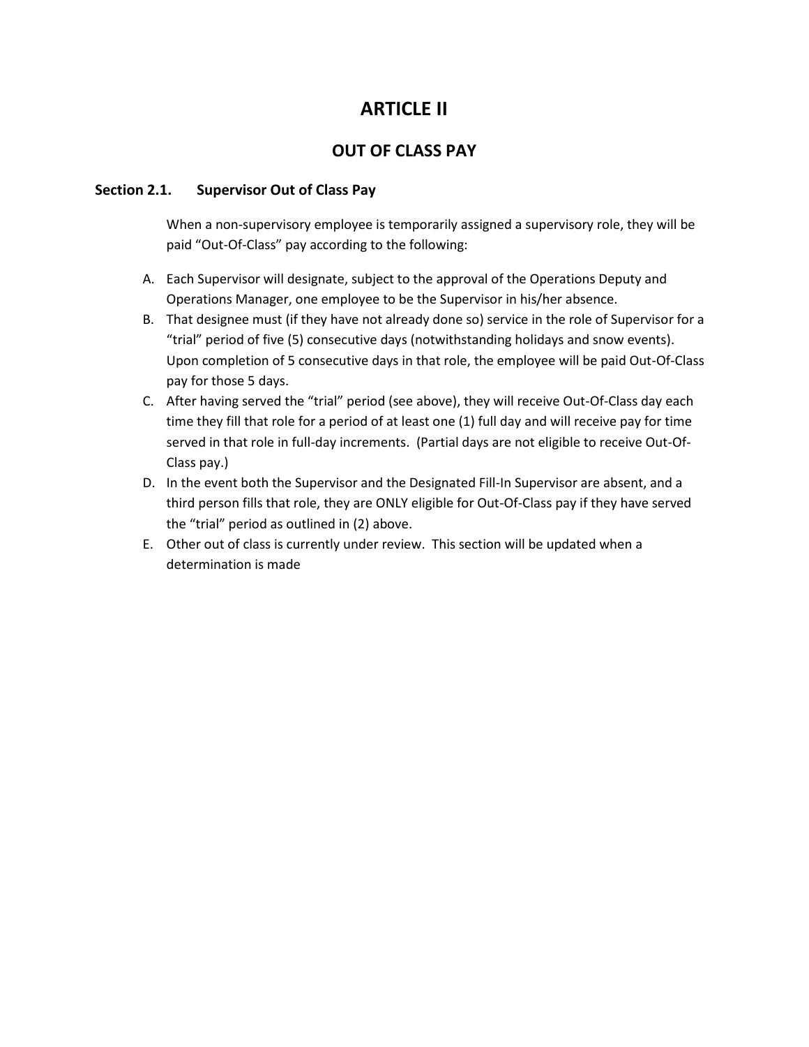# ARTICLE II

## OUT OF CLASS PAY

### Section 2.1. Supervisor Out of Class Pay

When a non-supervisory employee is temporarily assigned a supervisory role, they will be paid "Out-Of-Class" pay according to the following:

A. Each Supervisor will designate, subject to the approval of the Operations Deputy and Operations Manager, one employee to be the Supervisor in his/her absence.

B. That designee must (if they have not already done so) service in the role of Supervisor for a "trial" period of five (5) consecutive days (notwithstanding holidays and snow events). Upon completion of 5 consecutive days in that role, the employee will be paid Out-Of-Class pay for those 5 days.

C. After having served the "trial" period (see above), they will receive Out-Of-Class day each time they fill that role for a period of at least one (1) full day and will receive pay for time served in that role in full-day increments. (Partial days are not eligible to receive Out-Of-Class pay.)

D. In the event both the Supervisor and the Designated Fill-In Supervisor are absent, and a third person fills that role, they are ONLY eligible for Out-Of-Class pay if they have served the "trial" period as outlined in (2) above.

E. Other out of class is currently under review. This section will be updated when a determination is made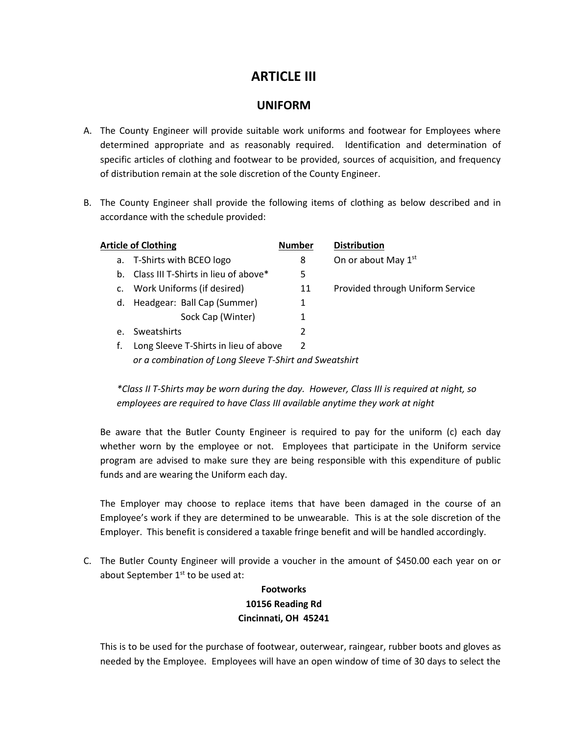# ARTICLE III

## UNIFORM

A. The County Engineer will provide suitable work uniforms and footwear for Employees where determined appropriate and as reasonably required. Identification and determination of specific articles of clothing and footwear to be provided, sources of acquisition, and frequency of distribution remain at the sole discretion of the County Engineer.

B. The County Engineer shall provide the following items of clothing as below described and in accordance with the schedule provided:

| Article of Clothing | Number | Distribution |
|---|---|---|
| a. T-Shirts with BCEO logo | 8 | On or about May 1st |
| b. Class III T-Shirts in lieu of above* | 5 | |
| c. Work Uniforms (if desired) | 11 | Provided through Uniform Service |
| d. Headgear: Ball Cap (Summer) | 1 | |
| Sock Cap (Winter) | 1 | |
| e. Sweatshirts | 2 | |
| f. Long Sleeve T-Shirts in lieu of above | 2 | |

*or a combination of Long Sleeve T-Shirt and Sweatshirt*

*\*Class II T-Shirts may be worn during the day. However, Class III is required at night, so employees are required to have Class III available anytime they work at night*

Be aware that the Butler County Engineer is required to pay for the uniform (c) each day whether worn by the employee or not. Employees that participate in the Uniform service program are advised to make sure they are being responsible with this expenditure of public funds and are wearing the Uniform each day.

The Employer may choose to replace items that have been damaged in the course of an Employee's work if they are determined to be unwearable. This is at the sole discretion of the Employer. This benefit is considered a taxable fringe benefit and will be handled accordingly.

C. The Butler County Engineer will provide a voucher in the amount of $450.00 each year on or about September 1st to be used at:

**Footworks**
**10156 Reading Rd**
**Cincinnati, OH 45241**

This is to be used for the purchase of footwear, outerwear, raingear, rubber boots and gloves as needed by the Employee. Employees will have an open window of time of 30 days to select the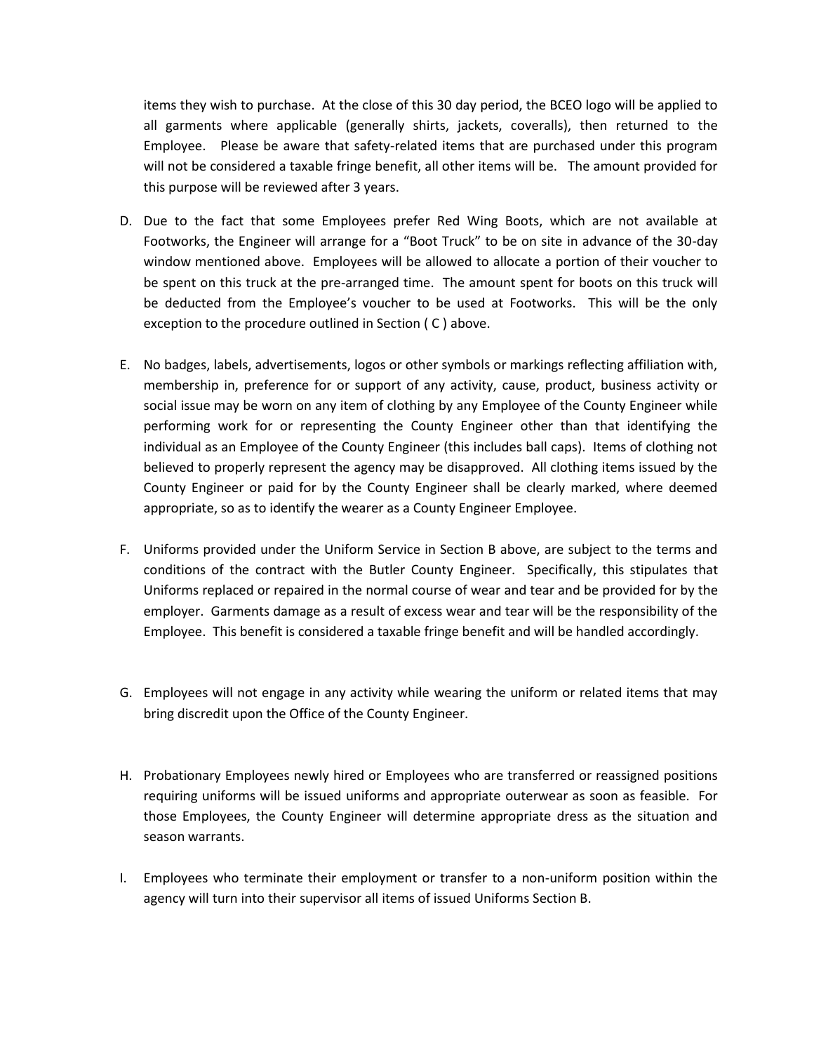items they wish to purchase. At the close of this 30 day period, the BCEO logo will be applied to all garments where applicable (generally shirts, jackets, coveralls), then returned to the Employee. Please be aware that safety-related items that are purchased under this program will not be considered a taxable fringe benefit, all other items will be. The amount provided for this purpose will be reviewed after 3 years.

D. Due to the fact that some Employees prefer Red Wing Boots, which are not available at Footworks, the Engineer will arrange for a "Boot Truck" to be on site in advance of the 30-day window mentioned above. Employees will be allowed to allocate a portion of their voucher to be spent on this truck at the pre-arranged time. The amount spent for boots on this truck will be deducted from the Employee's voucher to be used at Footworks. This will be the only exception to the procedure outlined in Section ( C ) above.

E. No badges, labels, advertisements, logos or other symbols or markings reflecting affiliation with, membership in, preference for or support of any activity, cause, product, business activity or social issue may be worn on any item of clothing by any Employee of the County Engineer while performing work for or representing the County Engineer other than that identifying the individual as an Employee of the County Engineer (this includes ball caps). Items of clothing not believed to properly represent the agency may be disapproved. All clothing items issued by the County Engineer or paid for by the County Engineer shall be clearly marked, where deemed appropriate, so as to identify the wearer as a County Engineer Employee.

F. Uniforms provided under the Uniform Service in Section B above, are subject to the terms and conditions of the contract with the Butler County Engineer. Specifically, this stipulates that Uniforms replaced or repaired in the normal course of wear and tear and be provided for by the employer. Garments damage as a result of excess wear and tear will be the responsibility of the Employee. This benefit is considered a taxable fringe benefit and will be handled accordingly.

G. Employees will not engage in any activity while wearing the uniform or related items that may bring discredit upon the Office of the County Engineer.

H. Probationary Employees newly hired or Employees who are transferred or reassigned positions requiring uniforms will be issued uniforms and appropriate outerwear as soon as feasible. For those Employees, the County Engineer will determine appropriate dress as the situation and season warrants.

I. Employees who terminate their employment or transfer to a non-uniform position within the agency will turn into their supervisor all items of issued Uniforms Section B.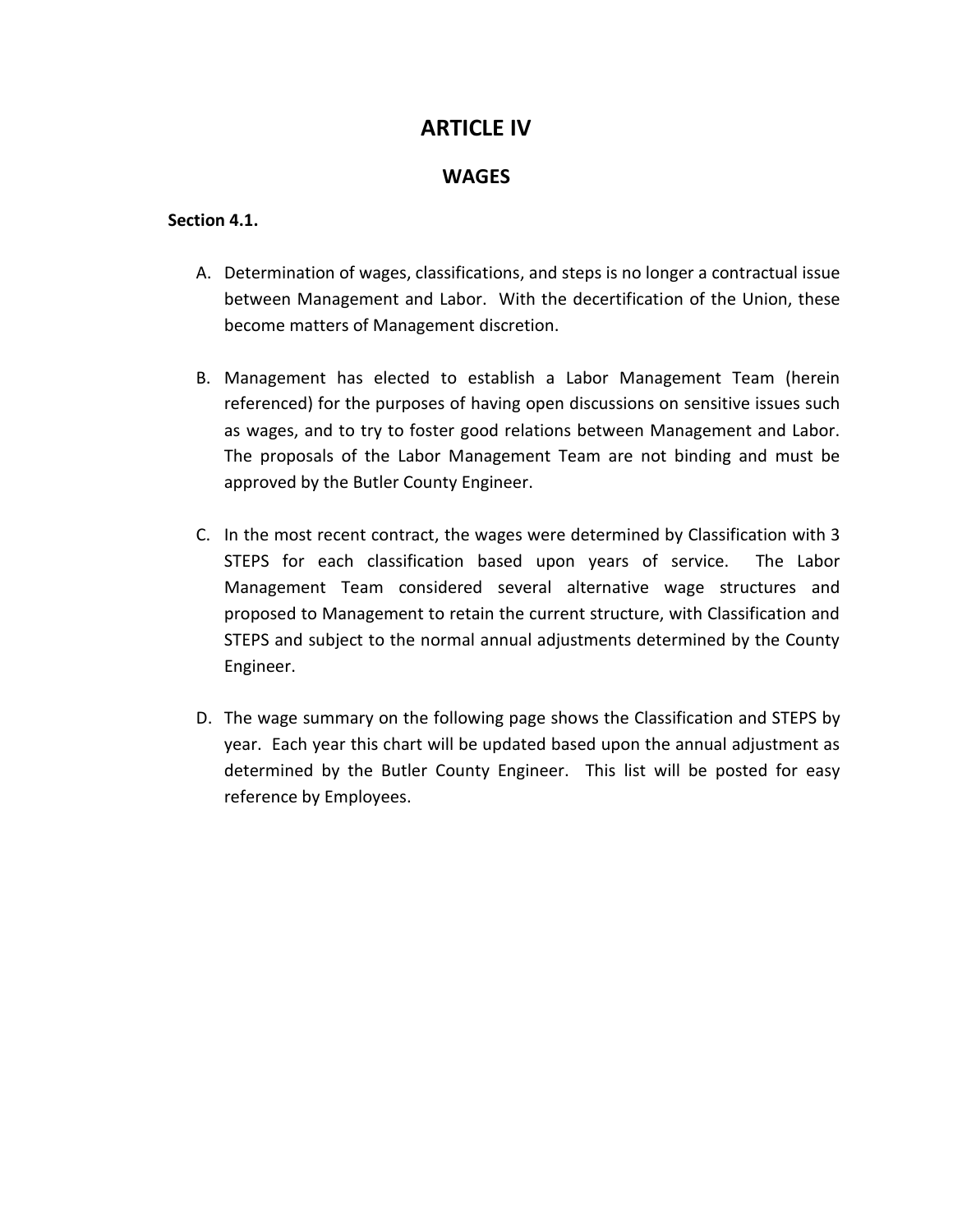# ARTICLE IV

## WAGES

**Section 4.1.**

A. Determination of wages, classifications, and steps is no longer a contractual issue between Management and Labor. With the decertification of the Union, these become matters of Management discretion.

B. Management has elected to establish a Labor Management Team (herein referenced) for the purposes of having open discussions on sensitive issues such as wages, and to try to foster good relations between Management and Labor. The proposals of the Labor Management Team are not binding and must be approved by the Butler County Engineer.

C. In the most recent contract, the wages were determined by Classification with 3 STEPS for each classification based upon years of service. The Labor Management Team considered several alternative wage structures and proposed to Management to retain the current structure, with Classification and STEPS and subject to the normal annual adjustments determined by the County Engineer.

D. The wage summary on the following page shows the Classification and STEPS by year. Each year this chart will be updated based upon the annual adjustment as determined by the Butler County Engineer. This list will be posted for easy reference by Employees.